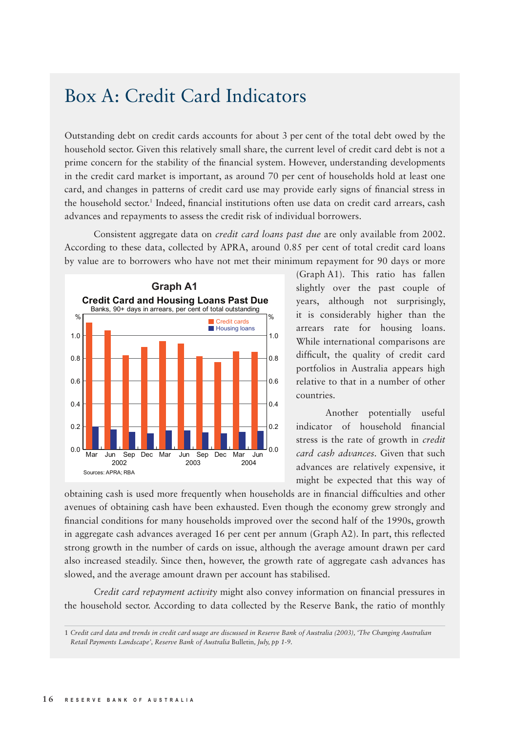# Box A: Credit Card Indicators

Outstanding debt on credit cards accounts for about 3 per cent of the total debt owed by the household sector. Given this relatively small share, the current level of credit card debt is not a prime concern for the stability of the financial system. However, understanding developments in the credit card market is important, as around 70 per cent of households hold at least one card, and changes in patterns of credit card use may provide early signs of financial stress in the household sector.[1] Indeed, financial institutions often use data on credit card arrears, cash advances and repayments to assess the credit risk of individual borrowers.

Consistent aggregate data on *credit card loans past due* are only available from 2002. According to these data, collected by APRA, around 0.85 per cent of total credit card loans by value are to borrowers who have not met their minimum repayment for 90 days or more (Graph A1). This ratio has fallen slightly over the past couple of years, although not surprisingly, it is considerably higher than the arrears rate for housing loans. While international comparisons are difficult, the quality of credit card portfolios in Australia appears high relative to that in a number of other countries.

**Graph A1**

**Credit Card and Housing Loans Past Due**

Banks, 90+ days in arrears, per cent of total outstanding

Sources: APRA; RBA

Another potentially useful indicator of household financial stress is the rate of growth in *credit card cash advances*. Given that such advances are relatively expensive, it might be expected that this way of obtaining cash is used more frequently when households are in financial difficulties and other avenues of obtaining cash have been exhausted. Even though the economy grew strongly and financial conditions for many households improved over the second half of the 1990s, growth in aggregate cash advances averaged 16 per cent per annum (Graph A2). In part, this reflected strong growth in the number of cards on issue, although the average amount drawn per card also increased steadily. Since then, however, the growth rate of aggregate cash advances has slowed, and the average amount drawn per account has stabilised.

*Credit card repayment activity* might also convey information on financial pressures in the household sector. According to data collected by the Reserve Bank, the ratio of monthly

---

1 *Credit card data and trends in credit card usage are discussed in Reserve Bank of Australia (2003), 'The Changing Australian Retail Payments Landscape', Reserve Bank of Australia* Bulletin, *July, pp 1-9.*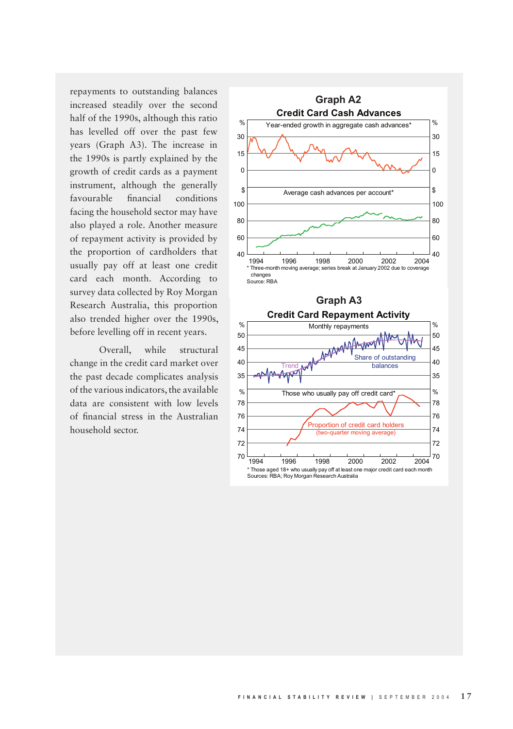repayments to outstanding balances increased steadily over the second half of the 1990s, although this ratio has levelled off over the past few years (Graph A3). The increase in the 1990s is partly explained by the growth of credit cards as a payment instrument, although the generally favourable financial conditions facing the household sector may have also played a role. Another measure of repayment activity is provided by the proportion of cardholders that usually pay off at least one credit card each month. According to survey data collected by Roy Morgan Research Australia, this proportion also trended higher over the 1990s, before levelling off in recent years.

Overall, while structural change in the credit card market over the past decade complicates analysis of the various indicators, the available data are consistent with low levels of financial stress in the Australian household sector.

**Graph A2**

**Credit Card Cash Advances**

Year-ended growth in aggregate cash advances*

%
30
15
0

Average cash advances per account*

$
100
80
60
40

1994 1996 1998 2000 2002 2004

\* Three-month moving average; series break at January 2002 due to coverage changes

Source: RBA

**Graph A3**

**Credit Card Repayment Activity**

Monthly repayments

%
50
45
40
35

Trend

Share of outstanding balances

Those who usually pay off credit card*

%
78
76
74
72
70

Proportion of credit card holders (two-quarter moving average)

1994 1996 1998 2000 2002 2004

\* Those aged 18+ who usually pay off at least one major credit card each month

Sources: RBA; Roy Morgan Research Australia